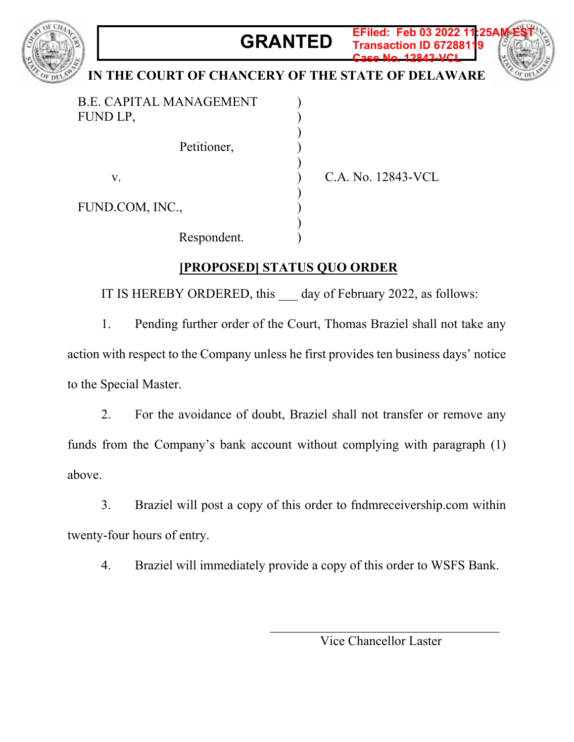**GRANTED**

EFiled: Feb 03 2022 11:25AM EST
Transaction ID 67288119
Case No. 12843-VCL

**IN THE COURT OF CHANCERY OF THE STATE OF DELAWARE**

| | | |
|---|---|---|
| B.E. CAPITAL MANAGEMENT FUND LP, | ) | |
| | ) | |
| Petitioner, | ) | |
| | ) | |
| v. | ) | C.A. No. 12843-VCL |
| | ) | |
| FUND.COM, INC., | ) | |
| | ) | |
| Respondent. | ) | |

**[PROPOSED] STATUS QUO ORDER**

IT IS HEREBY ORDERED, this ___ day of February 2022, as follows:

1. Pending further order of the Court, Thomas Braziel shall not take any action with respect to the Company unless he first provides ten business days' notice to the Special Master.

2. For the avoidance of doubt, Braziel shall not transfer or remove any funds from the Company's bank account without complying with paragraph (1) above.

3. Braziel will post a copy of this order to fndmreceivership.com within twenty-four hours of entry.

4. Braziel will immediately provide a copy of this order to WSFS Bank.

_________________________________
Vice Chancellor Laster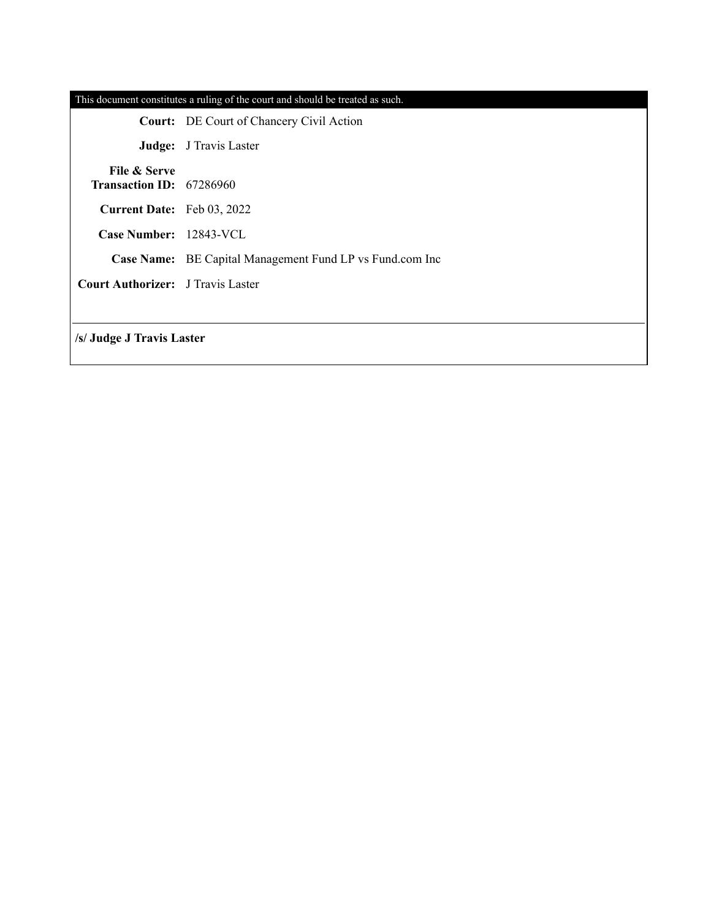This document constitutes a ruling of the court and should be treated as such.

| | |
|---|---|
| **Court:** | DE Court of Chancery Civil Action |
| **Judge:** | J Travis Laster |
| **File & Serve Transaction ID:** | 67286960 |
| **Current Date:** | Feb 03, 2022 |
| **Case Number:** | 12843-VCL |
| **Case Name:** | BE Capital Management Fund LP vs Fund.com Inc |
| **Court Authorizer:** | J Travis Laster |

**/s/ Judge J Travis Laster**